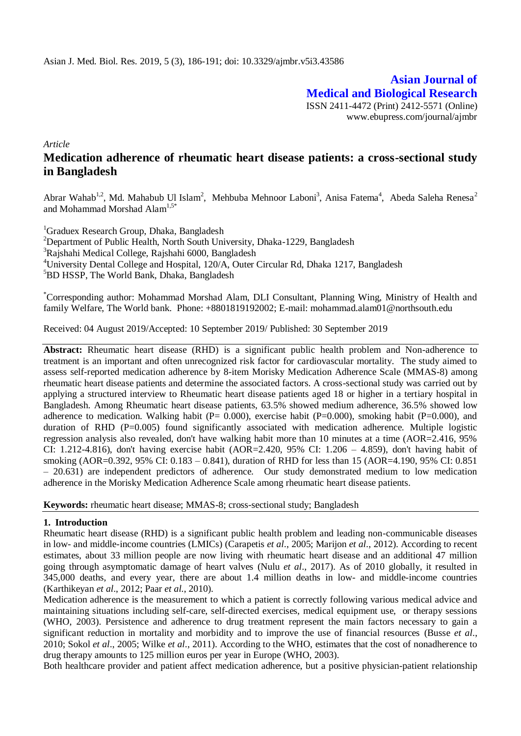**Asian Journal of Medical and Biological Research**

ISSN 2411-4472 (Print) 2412-5571 (Online)
www.ebupress.com/journal/ajmbr

*Article*

# Medication adherence of rheumatic heart disease patients: a cross-sectional study in Bangladesh

Abrar Wahab[1,2], Md. Mahabub Ul Islam[2], Mehbuba Mehnoor Laboni[3], Anisa Fatema[4], Abeda Saleha Renesa[2] and Mohammad Morshad Alam[1,5*]

[1]Graduex Research Group, Dhaka, Bangladesh
[2]Department of Public Health, North South University, Dhaka-1229, Bangladesh
[3]Rajshahi Medical College, Rajshahi 6000, Bangladesh
[4]University Dental College and Hospital, 120/A, Outer Circular Rd, Dhaka 1217, Bangladesh
[5]BD HSSP, The World Bank, Dhaka, Bangladesh

[*]Corresponding author: Mohammad Morshad Alam, DLI Consultant, Planning Wing, Ministry of Health and family Welfare, The World bank. Phone: +8801819192002; E-mail: mohammad.alam01@northsouth.edu

Received: 04 August 2019/Accepted: 10 September 2019/ Published: 30 September 2019

**Abstract:** Rheumatic heart disease (RHD) is a significant public health problem and Non-adherence to treatment is an important and often unrecognized risk factor for cardiovascular mortality. The study aimed to assess self-reported medication adherence by 8-item Morisky Medication Adherence Scale (MMAS-8) among rheumatic heart disease patients and determine the associated factors. A cross-sectional study was carried out by applying a structured interview to Rheumatic heart disease patients aged 18 or higher in a tertiary hospital in Bangladesh. Among Rheumatic heart disease patients, 63.5% showed medium adherence, 36.5% showed low adherence to medication. Walking habit (P= 0.000), exercise habit (P=0.000), smoking habit (P=0.000), and duration of RHD (P=0.005) found significantly associated with medication adherence. Multiple logistic regression analysis also revealed, don't have walking habit more than 10 minutes at a time (AOR=2.416, 95% CI: 1.212-4.816), don't having exercise habit (AOR=2.420, 95% CI: 1.206 – 4.859), don't having habit of smoking (AOR=0.392, 95% CI: 0.183 – 0.841), duration of RHD for less than 15 (AOR=4.190, 95% CI: 0.851 – 20.631) are independent predictors of adherence. Our study demonstrated medium to low medication adherence in the Morisky Medication Adherence Scale among rheumatic heart disease patients.

**Keywords:** rheumatic heart disease; MMAS-8; cross-sectional study; Bangladesh

## 1. Introduction

Rheumatic heart disease (RHD) is a significant public health problem and leading non-communicable diseases in low- and middle-income countries (LMICs) (Carapetis *et al*., 2005; Marijon *et al*., 2012). According to recent estimates, about 33 million people are now living with rheumatic heart disease and an additional 47 million going through asymptomatic damage of heart valves (Nulu *et al*., 2017). As of 2010 globally, it resulted in 345,000 deaths, and every year, there are about 1.4 million deaths in low- and middle-income countries (Karthikeyan *et al*., 2012; Paar *et al.*, 2010).

Medication adherence is the measurement to which a patient is correctly following various medical advice and maintaining situations including self-care, self-directed exercises, medical equipment use, or therapy sessions (WHO, 2003). Persistence and adherence to drug treatment represent the main factors necessary to gain a significant reduction in mortality and morbidity and to improve the use of financial resources (Busse *et al*., 2010; Sokol *et al*., 2005; Wilke *et al*., 2011). According to the WHO, estimates that the cost of nonadherence to drug therapy amounts to 125 million euros per year in Europe (WHO, 2003).

Both healthcare provider and patient affect medication adherence, but a positive physician-patient relationship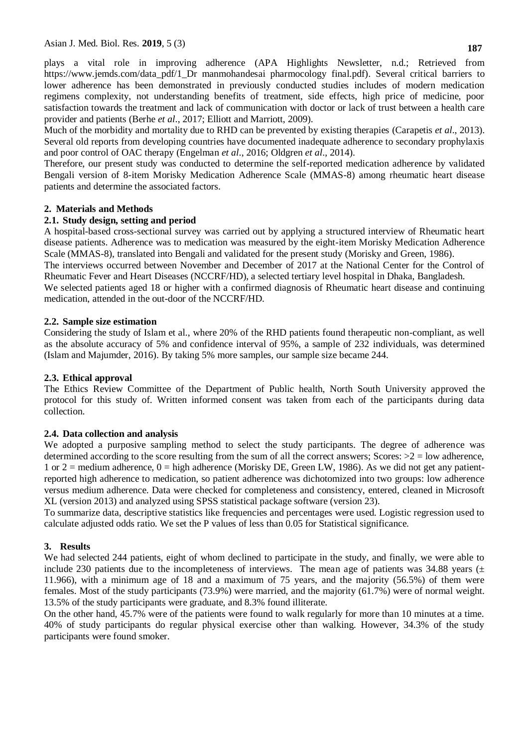plays a vital role in improving adherence (APA Highlights Newsletter, n.d.; Retrieved from https://www.jemds.com/data_pdf/1_Dr manmohandesai pharmocology final.pdf). Several critical barriers to lower adherence has been demonstrated in previously conducted studies includes of modern medication regimens complexity, not understanding benefits of treatment, side effects, high price of medicine, poor satisfaction towards the treatment and lack of communication with doctor or lack of trust between a health care provider and patients (Berhe *et al.*, 2017; Elliott and Marriott, 2009).

Much of the morbidity and mortality due to RHD can be prevented by existing therapies (Carapetis *et al*., 2013). Several old reports from developing countries have documented inadequate adherence to secondary prophylaxis and poor control of OAC therapy (Engelman *et al*., 2016; Oldgren *et al*., 2014).

Therefore, our present study was conducted to determine the self-reported medication adherence by validated Bengali version of 8-item Morisky Medication Adherence Scale (MMAS-8) among rheumatic heart disease patients and determine the associated factors.

## 2. Materials and Methods

### 2.1. Study design, setting and period

A hospital-based cross-sectional survey was carried out by applying a structured interview of Rheumatic heart disease patients. Adherence was to medication was measured by the eight-item Morisky Medication Adherence Scale (MMAS-8), translated into Bengali and validated for the present study (Morisky and Green, 1986).

The interviews occurred between November and December of 2017 at the National Center for the Control of Rheumatic Fever and Heart Diseases (NCCRF/HD), a selected tertiary level hospital in Dhaka, Bangladesh.

We selected patients aged 18 or higher with a confirmed diagnosis of Rheumatic heart disease and continuing medication, attended in the out-door of the NCCRF/HD.

### 2.2. Sample size estimation

Considering the study of Islam et al., where 20% of the RHD patients found therapeutic non-compliant, as well as the absolute accuracy of 5% and confidence interval of 95%, a sample of 232 individuals, was determined (Islam and Majumder, 2016). By taking 5% more samples, our sample size became 244.

### 2.3. Ethical approval

The Ethics Review Committee of the Department of Public health, North South University approved the protocol for this study of. Written informed consent was taken from each of the participants during data collection.

### 2.4. Data collection and analysis

We adopted a purposive sampling method to select the study participants. The degree of adherence was determined according to the score resulting from the sum of all the correct answers; Scores: >2 = low adherence, 1 or 2 = medium adherence, 0 = high adherence (Morisky DE, Green LW, 1986). As we did not get any patient-reported high adherence to medication, so patient adherence was dichotomized into two groups: low adherence versus medium adherence. Data were checked for completeness and consistency, entered, cleaned in Microsoft XL (version 2013) and analyzed using SPSS statistical package software (version 23).

To summarize data, descriptive statistics like frequencies and percentages were used. Logistic regression used to calculate adjusted odds ratio. We set the P values of less than 0.05 for Statistical significance.

## 3. Results

We had selected 244 patients, eight of whom declined to participate in the study, and finally, we were able to include 230 patients due to the incompleteness of interviews. The mean age of patients was 34.88 years (± 11.966), with a minimum age of 18 and a maximum of 75 years, and the majority (56.5%) of them were females. Most of the study participants (73.9%) were married, and the majority (61.7%) were of normal weight. 13.5% of the study participants were graduate, and 8.3% found illiterate.

On the other hand, 45.7% were of the patients were found to walk regularly for more than 10 minutes at a time. 40% of study participants do regular physical exercise other than walking. However, 34.3% of the study participants were found smoker.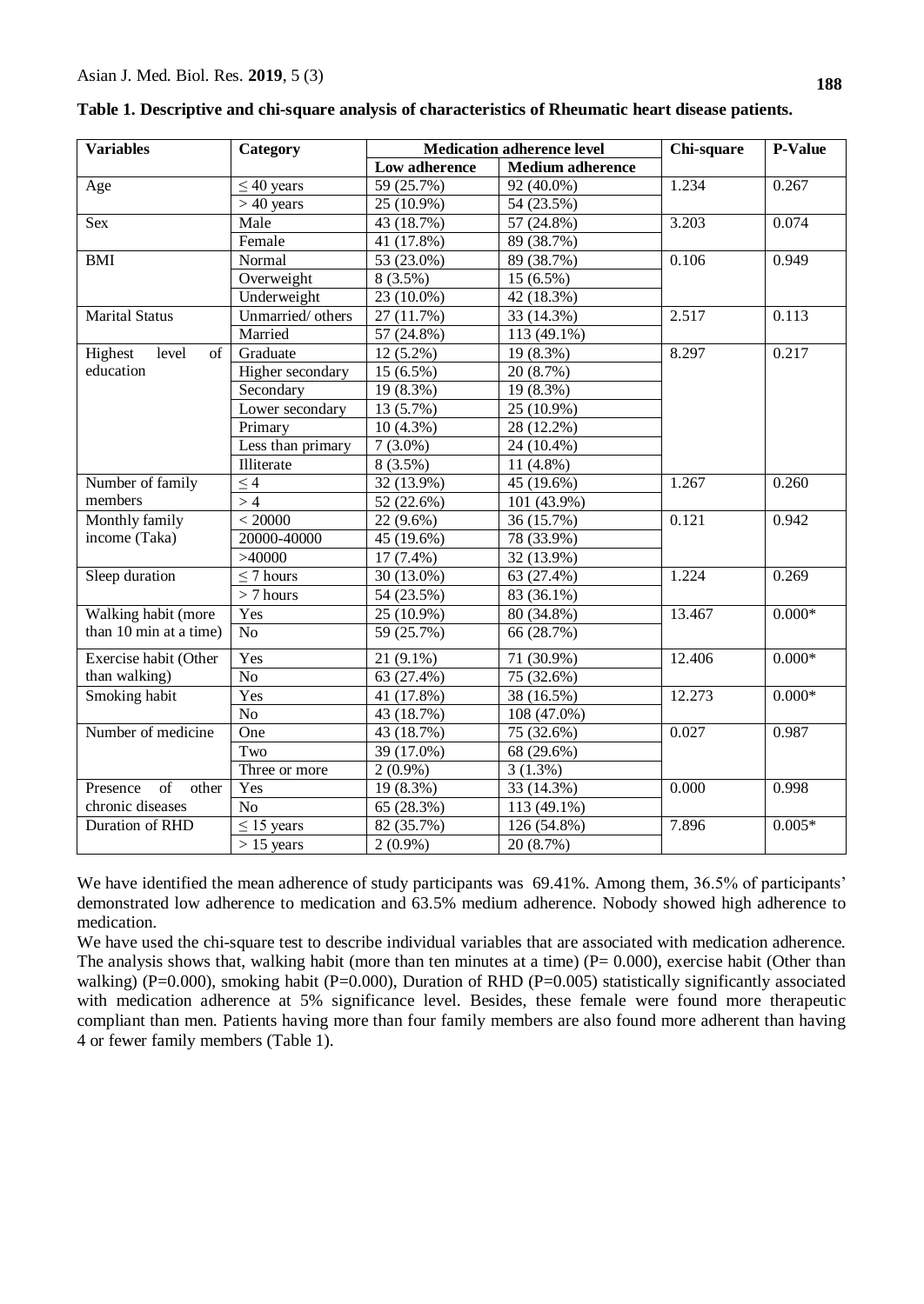**Table 1. Descriptive and chi-square analysis of characteristics of Rheumatic heart disease patients.**

| Variables | Category | Medication adherence level | | Chi-square | P-Value |
|---|---|---|---|---|---|
| | | Low adherence | Medium adherence | | |
| Age | ≤ 40 years | 59 (25.7%) | 92 (40.0%) | 1.234 | 0.267 |
| | > 40 years | 25 (10.9%) | 54 (23.5%) | | |
| Sex | Male | 43 (18.7%) | 57 (24.8%) | 3.203 | 0.074 |
| | Female | 41 (17.8%) | 89 (38.7%) | | |
| BMI | Normal | 53 (23.0%) | 89 (38.7%) | 0.106 | 0.949 |
| | Overweight | 8 (3.5%) | 15 (6.5%) | | |
| | Underweight | 23 (10.0%) | 42 (18.3%) | | |
| Marital Status | Unmarried/ others | 27 (11.7%) | 33 (14.3%) | 2.517 | 0.113 |
| | Married | 57 (24.8%) | 113 (49.1%) | | |
| Highest level of education | Graduate | 12 (5.2%) | 19 (8.3%) | 8.297 | 0.217 |
| | Higher secondary | 15 (6.5%) | 20 (8.7%) | | |
| | Secondary | 19 (8.3%) | 19 (8.3%) | | |
| | Lower secondary | 13 (5.7%) | 25 (10.9%) | | |
| | Primary | 10 (4.3%) | 28 (12.2%) | | |
| | Less than primary | 7 (3.0%) | 24 (10.4%) | | |
| | Illiterate | 8 (3.5%) | 11 (4.8%) | | |
| Number of family members | ≤ 4 | 32 (13.9%) | 45 (19.6%) | 1.267 | 0.260 |
| | > 4 | 52 (22.6%) | 101 (43.9%) | | |
| Monthly family income (Taka) | < 20000 | 22 (9.6%) | 36 (15.7%) | 0.121 | 0.942 |
| | 20000-40000 | 45 (19.6%) | 78 (33.9%) | | |
| | >40000 | 17 (7.4%) | 32 (13.9%) | | |
| Sleep duration | ≤ 7 hours | 30 (13.0%) | 63 (27.4%) | 1.224 | 0.269 |
| | > 7 hours | 54 (23.5%) | 83 (36.1%) | | |
| Walking habit (more than 10 min at a time) | Yes | 25 (10.9%) | 80 (34.8%) | 13.467 | 0.000* |
| | No | 59 (25.7%) | 66 (28.7%) | | |
| Exercise habit (Other than walking) | Yes | 21 (9.1%) | 71 (30.9%) | 12.406 | 0.000* |
| | No | 63 (27.4%) | 75 (32.6%) | | |
| Smoking habit | Yes | 41 (17.8%) | 38 (16.5%) | 12.273 | 0.000* |
| | No | 43 (18.7%) | 108 (47.0%) | | |
| Number of medicine | One | 43 (18.7%) | 75 (32.6%) | 0.027 | 0.987 |
| | Two | 39 (17.0%) | 68 (29.6%) | | |
| | Three or more | 2 (0.9%) | 3 (1.3%) | | |
| Presence of other chronic diseases | Yes | 19 (8.3%) | 33 (14.3%) | 0.000 | 0.998 |
| | No | 65 (28.3%) | 113 (49.1%) | | |
| Duration of RHD | ≤ 15 years | 82 (35.7%) | 126 (54.8%) | 7.896 | 0.005* |
| | > 15 years | 2 (0.9%) | 20 (8.7%) | | |

We have identified the mean adherence of study participants was 69.41%. Among them, 36.5% of participants' demonstrated low adherence to medication and 63.5% medium adherence. Nobody showed high adherence to medication.

We have used the chi-square test to describe individual variables that are associated with medication adherence. The analysis shows that, walking habit (more than ten minutes at a time) (P= 0.000), exercise habit (Other than walking) (P=0.000), smoking habit (P=0.000), Duration of RHD (P=0.005) statistically significantly associated with medication adherence at 5% significance level. Besides, these female were found more therapeutic compliant than men. Patients having more than four family members are also found more adherent than having 4 or fewer family members (Table 1).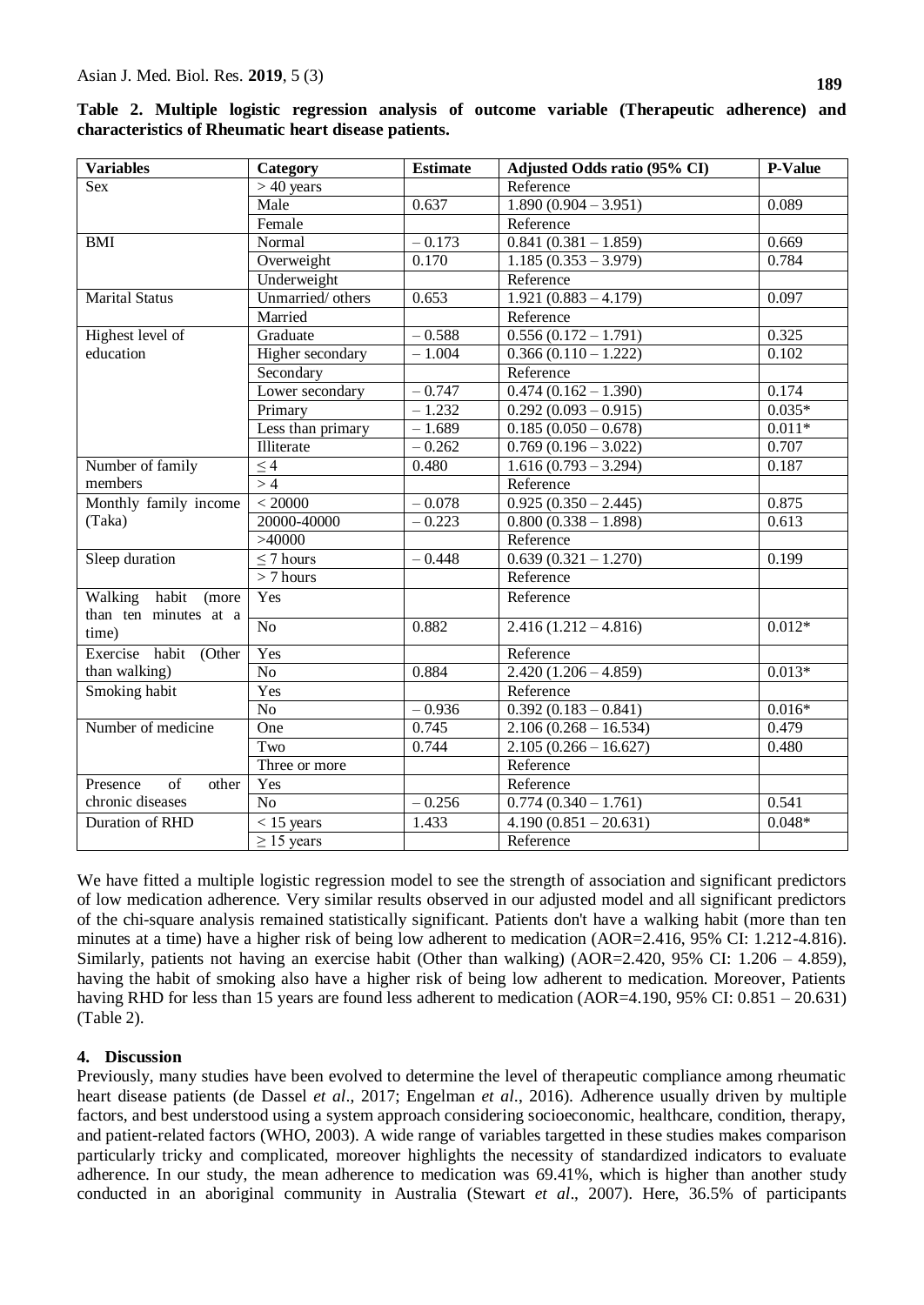**Table 2. Multiple logistic regression analysis of outcome variable (Therapeutic adherence) and characteristics of Rheumatic heart disease patients.**

| Variables | Category | Estimate | Adjusted Odds ratio (95% CI) | P-Value |
|---|---|---|---|---|
| Sex | > 40 years | | Reference | |
| | Male | 0.637 | 1.890 (0.904 – 3.951) | 0.089 |
| | Female | | Reference | |
| BMI | Normal | – 0.173 | 0.841 (0.381 – 1.859) | 0.669 |
| | Overweight | 0.170 | 1.185 (0.353 – 3.979) | 0.784 |
| | Underweight | | Reference | |
| Marital Status | Unmarried/ others | 0.653 | 1.921 (0.883 – 4.179) | 0.097 |
| | Married | | Reference | |
| Highest level of education | Graduate | – 0.588 | 0.556 (0.172 – 1.791) | 0.325 |
| | Higher secondary | – 1.004 | 0.366 (0.110 – 1.222) | 0.102 |
| | Secondary | | Reference | |
| | Lower secondary | – 0.747 | 0.474 (0.162 – 1.390) | 0.174 |
| | Primary | – 1.232 | 0.292 (0.093 – 0.915) | 0.035* |
| | Less than primary | – 1.689 | 0.185 (0.050 – 0.678) | 0.011* |
| | Illiterate | – 0.262 | 0.769 (0.196 – 3.022) | 0.707 |
| Number of family members | ≤ 4 | 0.480 | 1.616 (0.793 – 3.294) | 0.187 |
| | > 4 | | Reference | |
| Monthly family income (Taka) | < 20000 | – 0.078 | 0.925 (0.350 – 2.445) | 0.875 |
| | 20000-40000 | – 0.223 | 0.800 (0.338 – 1.898) | 0.613 |
| | >40000 | | Reference | |
| Sleep duration | ≤ 7 hours | – 0.448 | 0.639 (0.321 – 1.270) | 0.199 |
| | > 7 hours | | Reference | |
| Walking habit (more than ten minutes at a time) | Yes | | Reference | |
| | No | 0.882 | 2.416 (1.212 – 4.816) | 0.012* |
| Exercise habit (Other than walking) | Yes | | Reference | |
| | No | 0.884 | 2.420 (1.206 – 4.859) | 0.013* |
| Smoking habit | Yes | | Reference | |
| | No | – 0.936 | 0.392 (0.183 – 0.841) | 0.016* |
| Number of medicine | One | 0.745 | 2.106 (0.268 – 16.534) | 0.479 |
| | Two | 0.744 | 2.105 (0.266 – 16.627) | 0.480 |
| | Three or more | | Reference | |
| Presence of other chronic diseases | Yes | | Reference | |
| | No | – 0.256 | 0.774 (0.340 – 1.761) | 0.541 |
| Duration of RHD | < 15 years | 1.433 | 4.190 (0.851 – 20.631) | 0.048* |
| | ≥ 15 years | | Reference | |

We have fitted a multiple logistic regression model to see the strength of association and significant predictors of low medication adherence. Very similar results observed in our adjusted model and all significant predictors of the chi-square analysis remained statistically significant. Patients don't have a walking habit (more than ten minutes at a time) have a higher risk of being low adherent to medication (AOR=2.416, 95% CI: 1.212-4.816). Similarly, patients not having an exercise habit (Other than walking) (AOR=2.420, 95% CI: 1.206 – 4.859), having the habit of smoking also have a higher risk of being low adherent to medication. Moreover, Patients having RHD for less than 15 years are found less adherent to medication (AOR=4.190, 95% CI: 0.851 – 20.631) (Table 2).

## 4. Discussion

Previously, many studies have been evolved to determine the level of therapeutic compliance among rheumatic heart disease patients (de Dassel *et al*., 2017; Engelman *et al*., 2016). Adherence usually driven by multiple factors, and best understood using a system approach considering socioeconomic, healthcare, condition, therapy, and patient-related factors (WHO, 2003). A wide range of variables targetted in these studies makes comparison particularly tricky and complicated, moreover highlights the necessity of standardized indicators to evaluate adherence. In our study, the mean adherence to medication was 69.41%, which is higher than another study conducted in an aboriginal community in Australia (Stewart *et al*., 2007). Here, 36.5% of participants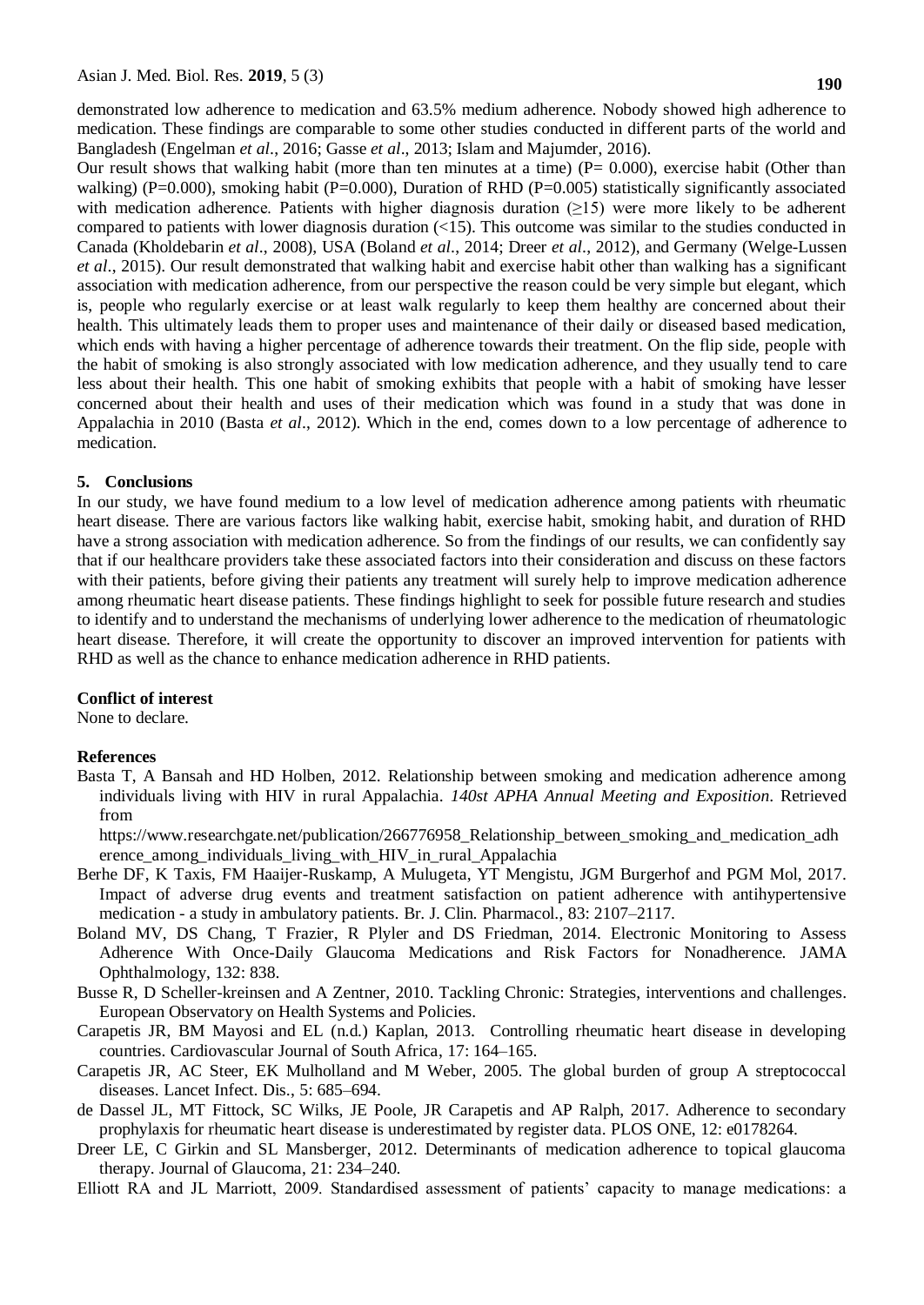demonstrated low adherence to medication and 63.5% medium adherence. Nobody showed high adherence to medication. These findings are comparable to some other studies conducted in different parts of the world and Bangladesh (Engelman *et al*., 2016; Gasse *et al*., 2013; Islam and Majumder, 2016).

Our result shows that walking habit (more than ten minutes at a time) (P= 0.000), exercise habit (Other than walking) (P=0.000), smoking habit (P=0.000), Duration of RHD (P=0.005) statistically significantly associated with medication adherence. Patients with higher diagnosis duration (≥15) were more likely to be adherent compared to patients with lower diagnosis duration (<15). This outcome was similar to the studies conducted in Canada (Kholdebarin *et al*., 2008), USA (Boland *et al*., 2014; Dreer *et al*., 2012), and Germany (Welge-Lussen *et al*., 2015). Our result demonstrated that walking habit and exercise habit other than walking has a significant association with medication adherence, from our perspective the reason could be very simple but elegant, which is, people who regularly exercise or at least walk regularly to keep them healthy are concerned about their health. This ultimately leads them to proper uses and maintenance of their daily or diseased based medication, which ends with having a higher percentage of adherence towards their treatment. On the flip side, people with the habit of smoking is also strongly associated with low medication adherence, and they usually tend to care less about their health. This one habit of smoking exhibits that people with a habit of smoking have lesser concerned about their health and uses of their medication which was found in a study that was done in Appalachia in 2010 (Basta *et al*., 2012). Which in the end, comes down to a low percentage of adherence to medication.

## 5. Conclusions

In our study, we have found medium to a low level of medication adherence among patients with rheumatic heart disease. There are various factors like walking habit, exercise habit, smoking habit, and duration of RHD have a strong association with medication adherence. So from the findings of our results, we can confidently say that if our healthcare providers take these associated factors into their consideration and discuss on these factors with their patients, before giving their patients any treatment will surely help to improve medication adherence among rheumatic heart disease patients. These findings highlight to seek for possible future research and studies to identify and to understand the mechanisms of underlying lower adherence to the medication of rheumatologic heart disease. Therefore, it will create the opportunity to discover an improved intervention for patients with RHD as well as the chance to enhance medication adherence in RHD patients.

**Conflict of interest**

None to declare.

**References**

Basta T, A Bansah and HD Holben, 2012. Relationship between smoking and medication adherence among individuals living with HIV in rural Appalachia. *140st APHA Annual Meeting and Exposition*. Retrieved from https://www.researchgate.net/publication/266776958_Relationship_between_smoking_and_medication_adherence_among_individuals_living_with_HIV_in_rural_Appalachia

Berhe DF, K Taxis, FM Haaijer-Ruskamp, A Mulugeta, YT Mengistu, JGM Burgerhof and PGM Mol, 2017. Impact of adverse drug events and treatment satisfaction on patient adherence with antihypertensive medication - a study in ambulatory patients. Br. J. Clin. Pharmacol., 83: 2107–2117.

Boland MV, DS Chang, T Frazier, R Plyler and DS Friedman, 2014. Electronic Monitoring to Assess Adherence With Once-Daily Glaucoma Medications and Risk Factors for Nonadherence. JAMA Ophthalmology, 132: 838.

Busse R, D Scheller-kreinsen and A Zentner, 2010. Tackling Chronic: Strategies, interventions and challenges. European Observatory on Health Systems and Policies.

Carapetis JR, BM Mayosi and EL (n.d.) Kaplan, 2013. Controlling rheumatic heart disease in developing countries. Cardiovascular Journal of South Africa, 17: 164–165.

Carapetis JR, AC Steer, EK Mulholland and M Weber, 2005. The global burden of group A streptococcal diseases. Lancet Infect. Dis., 5: 685–694.

de Dassel JL, MT Fittock, SC Wilks, JE Poole, JR Carapetis and AP Ralph, 2017. Adherence to secondary prophylaxis for rheumatic heart disease is underestimated by register data. PLOS ONE, 12: e0178264.

Dreer LE, C Girkin and SL Mansberger, 2012. Determinants of medication adherence to topical glaucoma therapy. Journal of Glaucoma, 21: 234–240.

Elliott RA and JL Marriott, 2009. Standardised assessment of patients' capacity to manage medications: a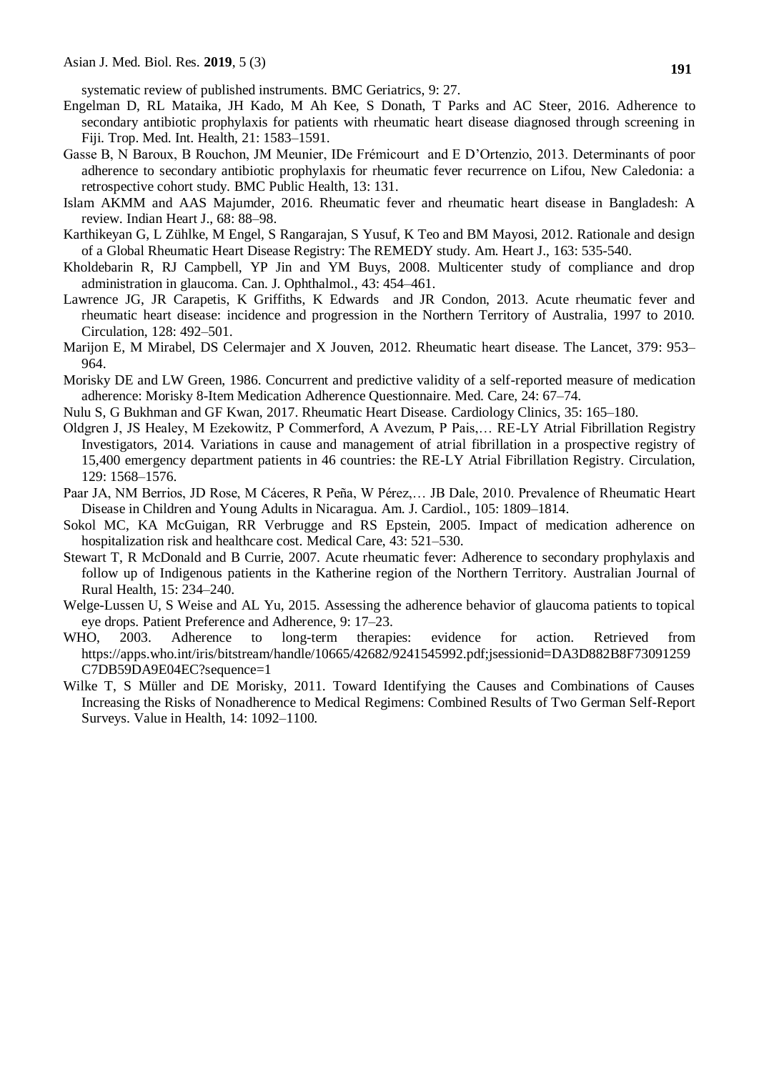systematic review of published instruments. BMC Geriatrics, 9: 27.

Engelman D, RL Mataika, JH Kado, M Ah Kee, S Donath, T Parks and AC Steer, 2016. Adherence to secondary antibiotic prophylaxis for patients with rheumatic heart disease diagnosed through screening in Fiji. Trop. Med. Int. Health, 21: 1583–1591.

Gasse B, N Baroux, B Rouchon, JM Meunier, IDe Frémicourt and E D'Ortenzio, 2013. Determinants of poor adherence to secondary antibiotic prophylaxis for rheumatic fever recurrence on Lifou, New Caledonia: a retrospective cohort study. BMC Public Health, 13: 131.

Islam AKMM and AAS Majumder, 2016. Rheumatic fever and rheumatic heart disease in Bangladesh: A review. Indian Heart J., 68: 88–98.

Karthikeyan G, L Zühlke, M Engel, S Rangarajan, S Yusuf, K Teo and BM Mayosi, 2012. Rationale and design of a Global Rheumatic Heart Disease Registry: The REMEDY study. Am. Heart J., 163: 535-540.

Kholdebarin R, RJ Campbell, YP Jin and YM Buys, 2008. Multicenter study of compliance and drop administration in glaucoma. Can. J. Ophthalmol., 43: 454–461.

Lawrence JG, JR Carapetis, K Griffiths, K Edwards and JR Condon, 2013. Acute rheumatic fever and rheumatic heart disease: incidence and progression in the Northern Territory of Australia, 1997 to 2010. Circulation, 128: 492–501.

Marijon E, M Mirabel, DS Celermajer and X Jouven, 2012. Rheumatic heart disease. The Lancet, 379: 953–964.

Morisky DE and LW Green, 1986. Concurrent and predictive validity of a self-reported measure of medication adherence: Morisky 8-Item Medication Adherence Questionnaire. Med. Care, 24: 67–74.

Nulu S, G Bukhman and GF Kwan, 2017. Rheumatic Heart Disease. Cardiology Clinics, 35: 165–180.

Oldgren J, JS Healey, M Ezekowitz, P Commerford, A Avezum, P Pais,… RE-LY Atrial Fibrillation Registry Investigators, 2014. Variations in cause and management of atrial fibrillation in a prospective registry of 15,400 emergency department patients in 46 countries: the RE-LY Atrial Fibrillation Registry. Circulation, 129: 1568–1576.

Paar JA, NM Berrios, JD Rose, M Cáceres, R Peña, W Pérez,… JB Dale, 2010. Prevalence of Rheumatic Heart Disease in Children and Young Adults in Nicaragua. Am. J. Cardiol., 105: 1809–1814.

Sokol MC, KA McGuigan, RR Verbrugge and RS Epstein, 2005. Impact of medication adherence on hospitalization risk and healthcare cost. Medical Care, 43: 521–530.

Stewart T, R McDonald and B Currie, 2007. Acute rheumatic fever: Adherence to secondary prophylaxis and follow up of Indigenous patients in the Katherine region of the Northern Territory. Australian Journal of Rural Health, 15: 234–240.

Welge-Lussen U, S Weise and AL Yu, 2015. Assessing the adherence behavior of glaucoma patients to topical eye drops. Patient Preference and Adherence, 9: 17–23.

WHO, 2003. Adherence to long-term therapies: evidence for action. Retrieved from https://apps.who.int/iris/bitstream/handle/10665/42682/9241545992.pdf;jsessionid=DA3D882B8F73091259C7DB59DA9E04EC?sequence=1

Wilke T, S Müller and DE Morisky, 2011. Toward Identifying the Causes and Combinations of Causes Increasing the Risks of Nonadherence to Medical Regimens: Combined Results of Two German Self-Report Surveys. Value in Health, 14: 1092–1100.